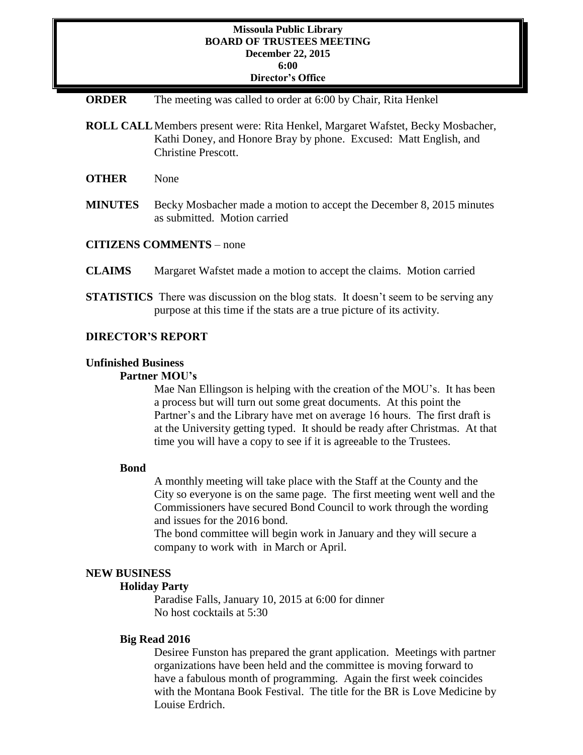**Missoula Public Library**
**BOARD OF TRUSTEES MEETING**
**December 22, 2015**
**6:00**
**Director's Office**

**ORDER** The meeting was called to order at 6:00 by Chair, Rita Henkel

**ROLL CALL** Members present were: Rita Henkel, Margaret Wafstet, Becky Mosbacher, Kathi Doney, and Honore Bray by phone. Excused: Matt English, and Christine Prescott.

**OTHER** None

**MINUTES** Becky Mosbacher made a motion to accept the December 8, 2015 minutes as submitted. Motion carried

**CITIZENS COMMENTS** – none

**CLAIMS** Margaret Wafstet made a motion to accept the claims. Motion carried

**STATISTICS** There was discussion on the blog stats. It doesn't seem to be serving any purpose at this time if the stats are a true picture of its activity.

## DIRECTOR'S REPORT

### Unfinished Business

**Partner MOU's**

Mae Nan Ellingson is helping with the creation of the MOU's. It has been a process but will turn out some great documents. At this point the Partner's and the Library have met on average 16 hours. The first draft is at the University getting typed. It should be ready after Christmas. At that time you will have a copy to see if it is agreeable to the Trustees.

**Bond**

A monthly meeting will take place with the Staff at the County and the City so everyone is on the same page. The first meeting went well and the Commissioners have secured Bond Council to work through the wording and issues for the 2016 bond.

The bond committee will begin work in January and they will secure a company to work with in March or April.

### NEW BUSINESS

**Holiday Party**

Paradise Falls, January 10, 2015 at 6:00 for dinner
No host cocktails at 5:30

**Big Read 2016**

Desiree Funston has prepared the grant application. Meetings with partner organizations have been held and the committee is moving forward to have a fabulous month of programming. Again the first week coincides with the Montana Book Festival. The title for the BR is Love Medicine by Louise Erdrich.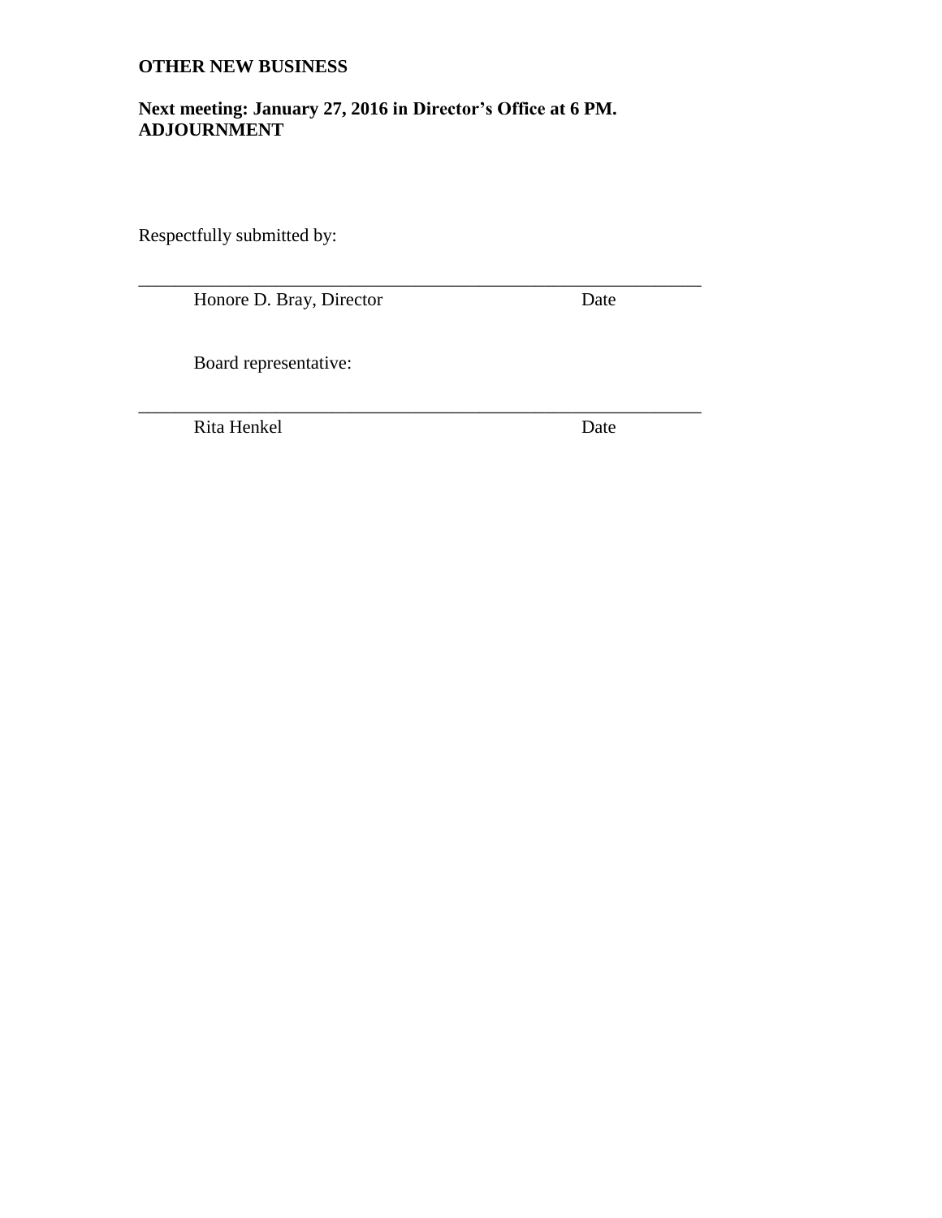**OTHER NEW BUSINESS**

**Next meeting: January 27, 2016 in Director's Office at 6 PM.**
**ADJOURNMENT**

Respectfully submitted by:

_______________________________________________________________

Honore D. Bray, Director Date

Board representative:

_______________________________________________________________

Rita Henkel Date